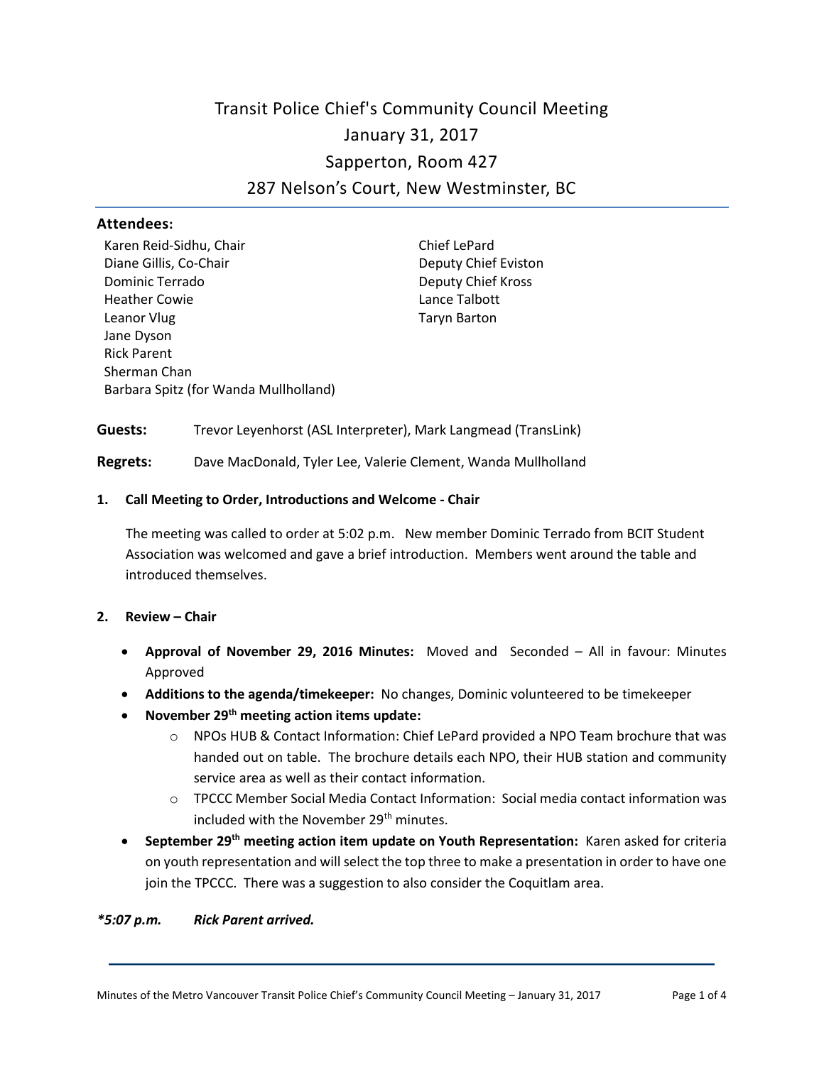# Transit Police Chief's Community Council Meeting

## January 31, 2017

## Sapperton, Room 427

## 287 Nelson's Court, New Westminster, BC

---

### Attendees:

Karen Reid-Sidhu, Chair
Diane Gillis, Co-Chair
Dominic Terrado
Heather Cowie
Leanor Vlug
Jane Dyson
Rick Parent
Sherman Chan
Barbara Spitz (for Wanda Mullholland)

Chief LePard
Deputy Chief Eviston
Deputy Chief Kross
Lance Talbott
Taryn Barton

**Guests:** Trevor Leyenhorst (ASL Interpreter), Mark Langmead (TransLink)

**Regrets:** Dave MacDonald, Tyler Lee, Valerie Clement, Wanda Mullholland

**1. Call Meeting to Order, Introductions and Welcome - Chair**

The meeting was called to order at 5:02 p.m. New member Dominic Terrado from BCIT Student Association was welcomed and gave a brief introduction. Members went around the table and introduced themselves.

**2. Review – Chair**

- **Approval of November 29, 2016 Minutes:** Moved and Seconded – All in favour: Minutes Approved
- **Additions to the agenda/timekeeper:** No changes, Dominic volunteered to be timekeeper
- **November 29th meeting action items update:**
  - NPOs HUB & Contact Information: Chief LePard provided a NPO Team brochure that was handed out on table. The brochure details each NPO, their HUB station and community service area as well as their contact information.
  - TPCCC Member Social Media Contact Information: Social media contact information was included with the November 29th minutes.
- **September 29th meeting action item update on Youth Representation:** Karen asked for criteria on youth representation and will select the top three to make a presentation in order to have one join the TPCCC. There was a suggestion to also consider the Coquitlam area.

***\*5:07 p.m. Rick Parent arrived.***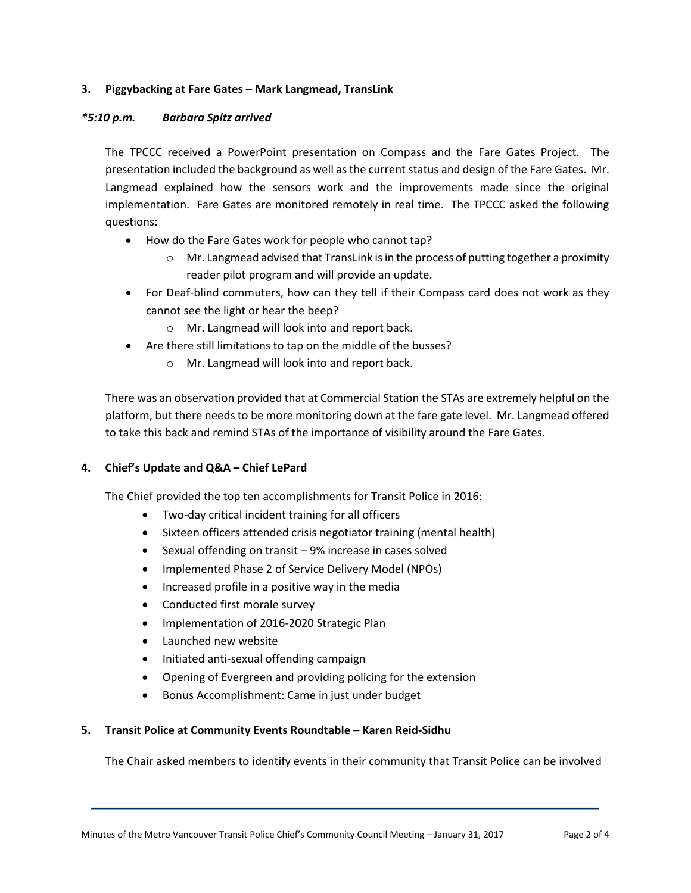### 3. Piggybacking at Fare Gates – Mark Langmead, TransLink

***5:10 p.m. Barbara Spitz arrived***

The TPCCC received a PowerPoint presentation on Compass and the Fare Gates Project. The presentation included the background as well as the current status and design of the Fare Gates. Mr. Langmead explained how the sensors work and the improvements made since the original implementation. Fare Gates are monitored remotely in real time. The TPCCC asked the following questions:

- How do the Fare Gates work for people who cannot tap?
  - Mr. Langmead advised that TransLink is in the process of putting together a proximity reader pilot program and will provide an update.
- For Deaf-blind commuters, how can they tell if their Compass card does not work as they cannot see the light or hear the beep?
  - Mr. Langmead will look into and report back.
- Are there still limitations to tap on the middle of the busses?
  - Mr. Langmead will look into and report back.

There was an observation provided that at Commercial Station the STAs are extremely helpful on the platform, but there needs to be more monitoring down at the fare gate level. Mr. Langmead offered to take this back and remind STAs of the importance of visibility around the Fare Gates.

### 4. Chief's Update and Q&A – Chief LePard

The Chief provided the top ten accomplishments for Transit Police in 2016:

- Two-day critical incident training for all officers
- Sixteen officers attended crisis negotiator training (mental health)
- Sexual offending on transit – 9% increase in cases solved
- Implemented Phase 2 of Service Delivery Model (NPOs)
- Increased profile in a positive way in the media
- Conducted first morale survey
- Implementation of 2016-2020 Strategic Plan
- Launched new website
- Initiated anti-sexual offending campaign
- Opening of Evergreen and providing policing for the extension
- Bonus Accomplishment: Came in just under budget

### 5. Transit Police at Community Events Roundtable – Karen Reid-Sidhu

The Chair asked members to identify events in their community that Transit Police can be involved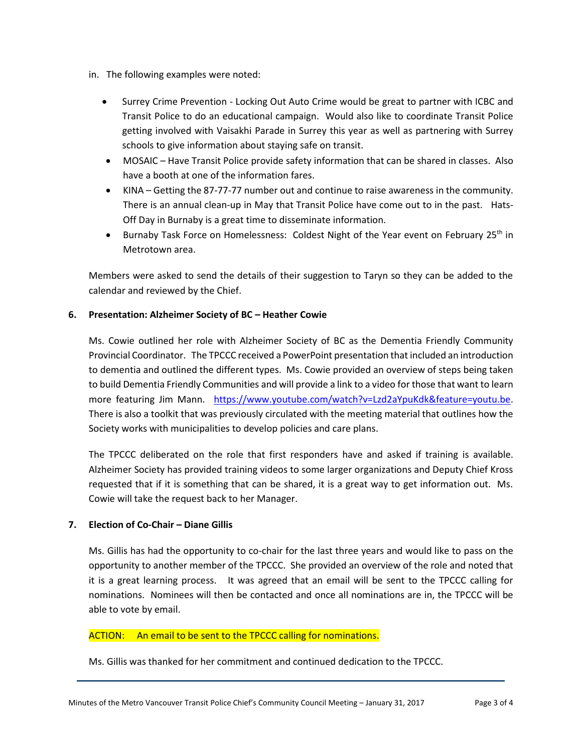in. The following examples were noted:

- Surrey Crime Prevention - Locking Out Auto Crime would be great to partner with ICBC and Transit Police to do an educational campaign. Would also like to coordinate Transit Police getting involved with Vaisakhi Parade in Surrey this year as well as partnering with Surrey schools to give information about staying safe on transit.
- MOSAIC – Have Transit Police provide safety information that can be shared in classes. Also have a booth at one of the information fares.
- KINA – Getting the 87-77-77 number out and continue to raise awareness in the community. There is an annual clean-up in May that Transit Police have come out to in the past. Hats-Off Day in Burnaby is a great time to disseminate information.
- Burnaby Task Force on Homelessness: Coldest Night of the Year event on February 25th in Metrotown area.

Members were asked to send the details of their suggestion to Taryn so they can be added to the calendar and reviewed by the Chief.

**6. Presentation: Alzheimer Society of BC – Heather Cowie**

Ms. Cowie outlined her role with Alzheimer Society of BC as the Dementia Friendly Community Provincial Coordinator. The TPCCC received a PowerPoint presentation that included an introduction to dementia and outlined the different types. Ms. Cowie provided an overview of steps being taken to build Dementia Friendly Communities and will provide a link to a video for those that want to learn more featuring Jim Mann. https://www.youtube.com/watch?v=Lzd2aYpuKdk&feature=youtu.be. There is also a toolkit that was previously circulated with the meeting material that outlines how the Society works with municipalities to develop policies and care plans.

The TPCCC deliberated on the role that first responders have and asked if training is available. Alzheimer Society has provided training videos to some larger organizations and Deputy Chief Kross requested that if it is something that can be shared, it is a great way to get information out. Ms. Cowie will take the request back to her Manager.

**7. Election of Co-Chair – Diane Gillis**

Ms. Gillis has had the opportunity to co-chair for the last three years and would like to pass on the opportunity to another member of the TPCCC. She provided an overview of the role and noted that it is a great learning process. It was agreed that an email will be sent to the TPCCC calling for nominations. Nominees will then be contacted and once all nominations are in, the TPCCC will be able to vote by email.

ACTION: An email to be sent to the TPCCC calling for nominations.

Ms. Gillis was thanked for her commitment and continued dedication to the TPCCC.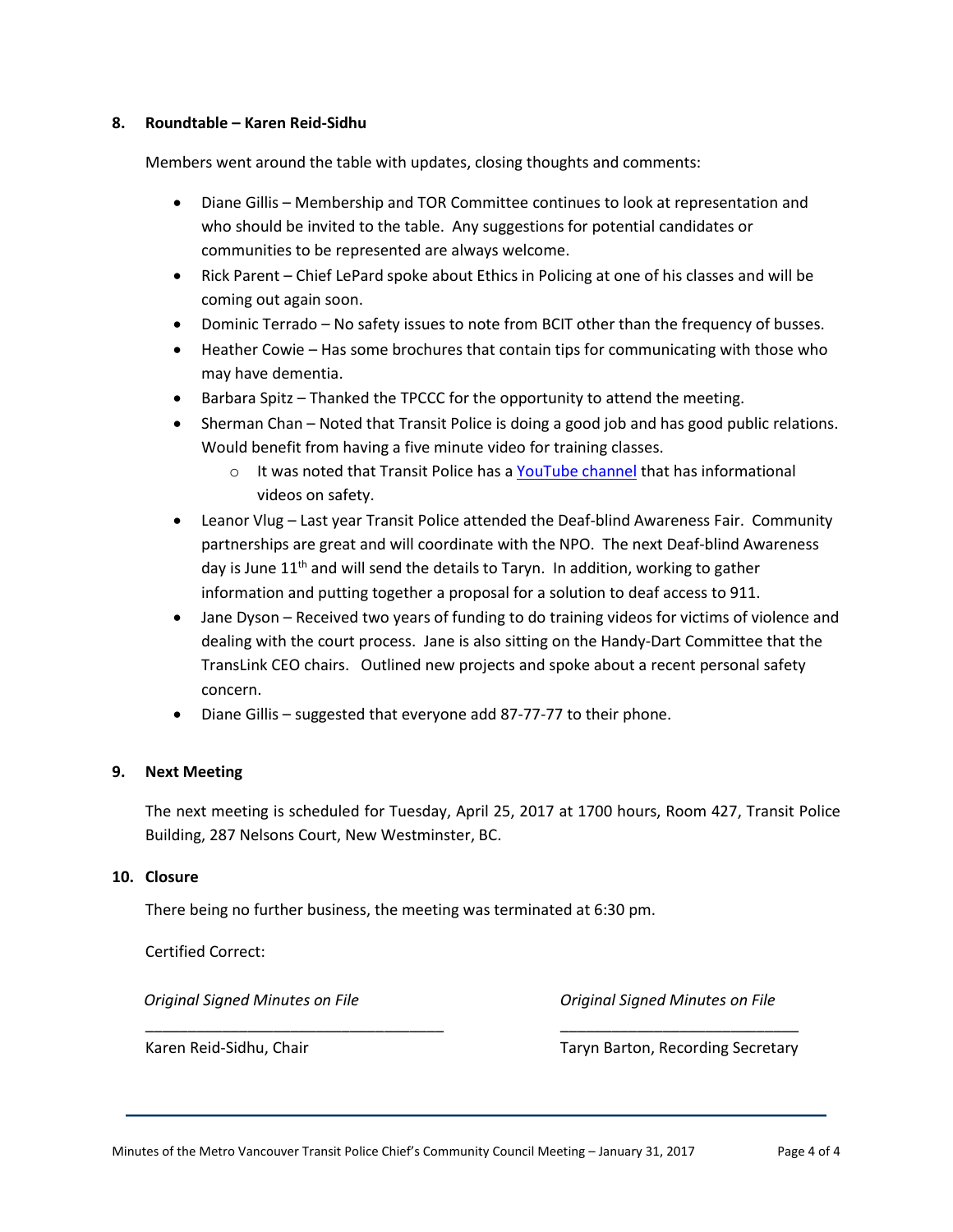## 8. Roundtable – Karen Reid-Sidhu

Members went around the table with updates, closing thoughts and comments:

- Diane Gillis – Membership and TOR Committee continues to look at representation and who should be invited to the table. Any suggestions for potential candidates or communities to be represented are always welcome.
- Rick Parent – Chief LePard spoke about Ethics in Policing at one of his classes and will be coming out again soon.
- Dominic Terrado – No safety issues to note from BCIT other than the frequency of busses.
- Heather Cowie – Has some brochures that contain tips for communicating with those who may have dementia.
- Barbara Spitz – Thanked the TPCCC for the opportunity to attend the meeting.
- Sherman Chan – Noted that Transit Police is doing a good job and has good public relations. Would benefit from having a five minute video for training classes.
  - It was noted that Transit Police has a YouTube channel that has informational videos on safety.
- Leanor Vlug – Last year Transit Police attended the Deaf-blind Awareness Fair. Community partnerships are great and will coordinate with the NPO. The next Deaf-blind Awareness day is June 11th and will send the details to Taryn. In addition, working to gather information and putting together a proposal for a solution to deaf access to 911.
- Jane Dyson – Received two years of funding to do training videos for victims of violence and dealing with the court process. Jane is also sitting on the Handy-Dart Committee that the TransLink CEO chairs. Outlined new projects and spoke about a recent personal safety concern.
- Diane Gillis – suggested that everyone add 87-77-77 to their phone.

## 9. Next Meeting

The next meeting is scheduled for Tuesday, April 25, 2017 at 1700 hours, Room 427, Transit Police Building, 287 Nelsons Court, New Westminster, BC.

## 10. Closure

There being no further business, the meeting was terminated at 6:30 pm.

Certified Correct:

*Original Signed Minutes on File*
\_\_\_\_\_\_\_\_\_\_\_\_\_\_\_\_\_\_\_\_\_\_\_\_\_\_\_\_\_\_\_\_
Karen Reid-Sidhu, Chair

*Original Signed Minutes on File*
\_\_\_\_\_\_\_\_\_\_\_\_\_\_\_\_\_\_\_\_\_\_\_\_\_\_\_\_\_\_\_\_
Taryn Barton, Recording Secretary